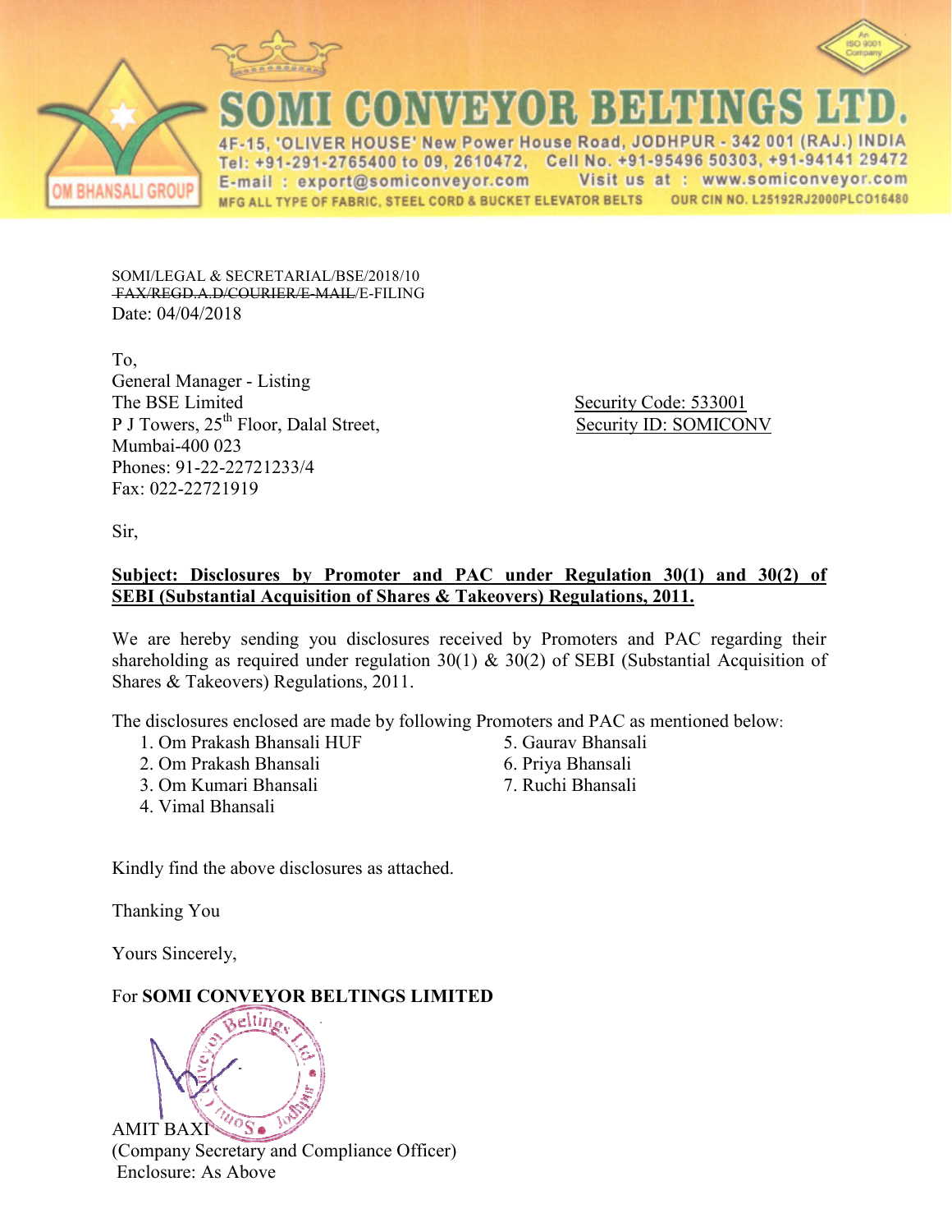# SOMI CONVEYOR BELTINGS LTD.

OM BHANSALI GROUP

4F-15, 'OLIVER HOUSE' New Power House Road, JODHPUR - 342 001 (RAJ.) INDIA
Tel: +91-291-2765400 to 09, 2610472, Cell No. +91-95496 50303, +91-94141 29472
E-mail : export@somiconveyor.com Visit us at : www.somiconveyor.com
MFG ALL TYPE OF FABRIC, STEEL CORD & BUCKET ELEVATOR BELTS OUR CIN NO. L25192RJ2000PLC016480

SOMI/LEGAL & SECRETARIAL/BSE/2018/10
~~FAX/REGD.A.D/COURIER/E-MAIL~~/E-FILING
Date: 04/04/2018

To,
General Manager - Listing
The BSE Limited
P J Towers, 25th Floor, Dalal Street,
Mumbai-400 023
Phones: 91-22-22721233/4
Fax: 022-22721919

Security Code: 533001
Security ID: SOMICONV

Sir,

**Subject: Disclosures by Promoter and PAC under Regulation 30(1) and 30(2) of SEBI (Substantial Acquisition of Shares & Takeovers) Regulations, 2011.**

We are hereby sending you disclosures received by Promoters and PAC regarding their shareholding as required under regulation 30(1) & 30(2) of SEBI (Substantial Acquisition of Shares & Takeovers) Regulations, 2011.

The disclosures enclosed are made by following Promoters and PAC as mentioned below:

1. Om Prakash Bhansali HUF
2. Om Prakash Bhansali
3. Om Kumari Bhansali
4. Vimal Bhansali
5. Gaurav Bhansali
6. Priya Bhansali
7. Ruchi Bhansali

Kindly find the above disclosures as attached.

Thanking You

Yours Sincerely,

For **SOMI CONVEYOR BELTINGS LIMITED**

AMIT BAXI
(Company Secretary and Compliance Officer)
Enclosure: As Above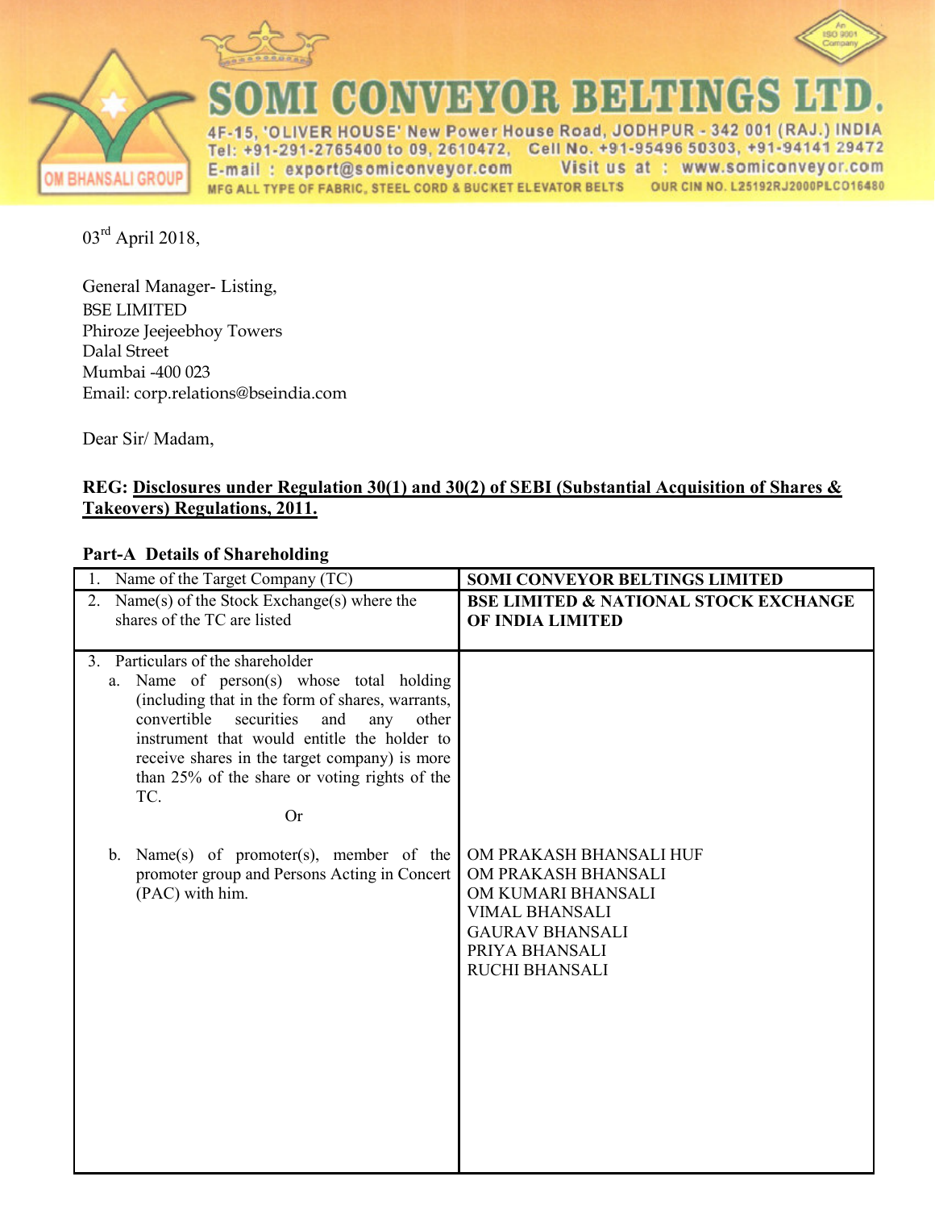# SOMI CONVEYOR BELTINGS LTD.

4F-15, 'OLIVER HOUSE' New Power House Road, JODHPUR - 342 001 (RAJ.) INDIA
Tel: +91-291-2765400 to 09, 2610472, Cell No. +91-95496 50303, +91-94141 29472
E-mail : export@somiconveyor.com Visit us at : www.somiconveyor.com
MFG ALL TYPE OF FABRIC, STEEL CORD & BUCKET ELEVATOR BELTS OUR CIN NO. L25192RJ2000PLC016480

OM BHANSALI GROUP

03rd April 2018,

General Manager- Listing,
BSE LIMITED
Phiroze Jeejeebhoy Towers
Dalal Street
Mumbai -400 023
Email: corp.relations@bseindia.com

Dear Sir/ Madam,

**REG: Disclosures under Regulation 30(1) and 30(2) of SEBI (Substantial Acquisition of Shares & Takeovers) Regulations, 2011.**

**Part-A Details of Shareholding**

| | |
|---|---|
| 1. Name of the Target Company (TC) | **SOMI CONVEYOR BELTINGS LIMITED** |
| 2. Name(s) of the Stock Exchange(s) where the shares of the TC are listed | **BSE LIMITED & NATIONAL STOCK EXCHANGE OF INDIA LIMITED** |
| 3. Particulars of the shareholder<br>a. Name of person(s) whose total holding (including that in the form of shares, warrants, convertible securities and any other instrument that would entitle the holder to receive shares in the target company) is more than 25% of the share or voting rights of the TC.<br>Or<br>b. Name(s) of promoter(s), member of the promoter group and Persons Acting in Concert (PAC) with him. | OM PRAKASH BHANSALI HUF<br>OM PRAKASH BHANSALI<br>OM KUMARI BHANSALI<br>VIMAL BHANSALI<br>GAURAV BHANSALI<br>PRIYA BHANSALI<br>RUCHI BHANSALI |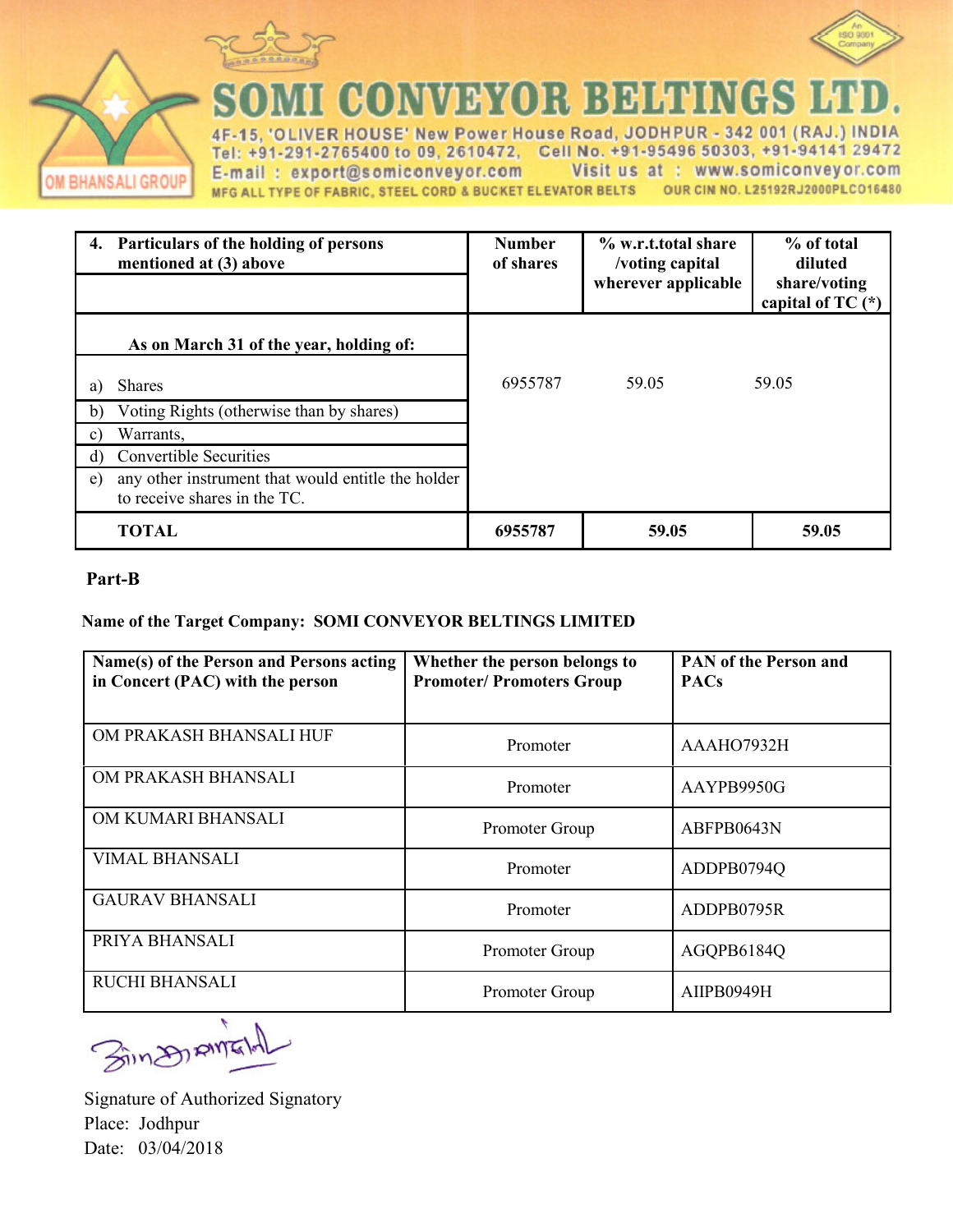# SOMI CONVEYOR BELTINGS LTD.

4F-15, 'OLIVER HOUSE' New Power House Road, JODHPUR - 342 001 (RAJ.) INDIA
Tel: +91-291-2765400 to 09, 2610472, Cell No. +91-95496 50303, +91-94141 29472
E-mail : export@somiconveyor.com Visit us at : www.somiconveyor.com
MFG ALL TYPE OF FABRIC, STEEL CORD & BUCKET ELEVATOR BELTS OUR CIN NO. L25192RJ2000PLC016480

| 4. Particulars of the holding of persons mentioned at (3) above | Number of shares | % w.r.t.total share /voting capital wherever applicable | % of total diluted share/voting capital of TC (*) |
|---|---|---|---|
| **As on March 31 of the year, holding of:** | | | |
| a) Shares | 6955787 | 59.05 | 59.05 |
| b) Voting Rights (otherwise than by shares) | | | |
| c) Warrants, | | | |
| d) Convertible Securities | | | |
| e) any other instrument that would entitle the holder to receive shares in the TC. | | | |
| **TOTAL** | **6955787** | **59.05** | **59.05** |

**Part-B**

**Name of the Target Company: SOMI CONVEYOR BELTINGS LIMITED**

| Name(s) of the Person and Persons acting in Concert (PAC) with the person | Whether the person belongs to Promoter/ Promoters Group | PAN of the Person and PACs |
|---|---|---|
| OM PRAKASH BHANSALI HUF | Promoter | AAAHO7932H |
| OM PRAKASH BHANSALI | Promoter | AAYPB9950G |
| OM KUMARI BHANSALI | Promoter Group | ABFPB0643N |
| VIMAL BHANSALI | Promoter | ADDPB0794Q |
| GAURAV BHANSALI | Promoter | ADDPB0795R |
| PRIYA BHANSALI | Promoter Group | AGQPB6184Q |
| RUCHI BHANSALI | Promoter Group | AIIPB0949H |

Signature of Authorized Signatory
Place: Jodhpur
Date: 03/04/2018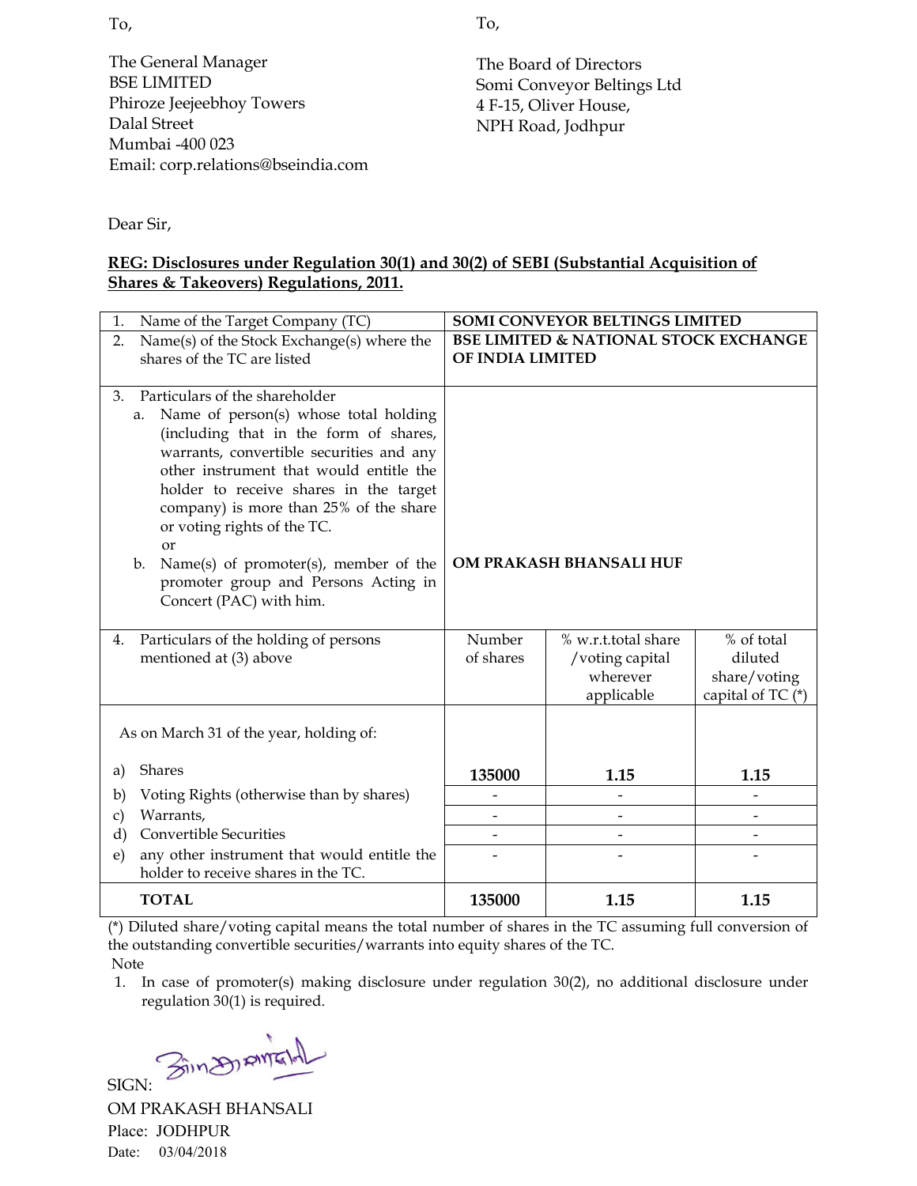To,

The General Manager
BSE LIMITED
Phiroze Jeejeebhoy Towers
Dalal Street
Mumbai -400 023
Email: corp.relations@bseindia.com

To,

The Board of Directors
Somi Conveyor Beltings Ltd
4 F-15, Oliver House,
NPH Road, Jodhpur

Dear Sir,

**REG: Disclosures under Regulation 30(1) and 30(2) of SEBI (Substantial Acquisition of Shares & Takeovers) Regulations, 2011.**

| | | | |
|---|---|---|---|
| 1. Name of the Target Company (TC) | **SOMI CONVEYOR BELTINGS LIMITED** | | |
| 2. Name(s) of the Stock Exchange(s) where the shares of the TC are listed | **BSE LIMITED & NATIONAL STOCK EXCHANGE OF INDIA LIMITED** | | |
| 3. Particulars of the shareholder<br>a. Name of person(s) whose total holding (including that in the form of shares, warrants, convertible securities and any other instrument that would entitle the holder to receive shares in the target company) is more than 25% of the share or voting rights of the TC.<br>or<br>b. Name(s) of promoter(s), member of the promoter group and Persons Acting in Concert (PAC) with him. | **OM PRAKASH BHANSALI HUF** | | |
| 4. Particulars of the holding of persons mentioned at (3) above | Number of shares | % w.r.t.total share /voting capital wherever applicable | % of total diluted share/voting capital of TC (*) |
| As on March 31 of the year, holding of: | | | |
| a) Shares | **135000** | **1.15** | **1.15** |
| b) Voting Rights (otherwise than by shares) | - | - | - |
| c) Warrants, | - | - | - |
| d) Convertible Securities | - | - | - |
| e) any other instrument that would entitle the holder to receive shares in the TC. | - | - | - |
| **TOTAL** | **135000** | **1.15** | **1.15** |

(*) Diluted share/voting capital means the total number of shares in the TC assuming full conversion of the outstanding convertible securities/warrants into equity shares of the TC.

Note

1. In case of promoter(s) making disclosure under regulation 30(2), no additional disclosure under regulation 30(1) is required.

SIGN:

OM PRAKASH BHANSALI
Place: JODHPUR
Date: 03/04/2018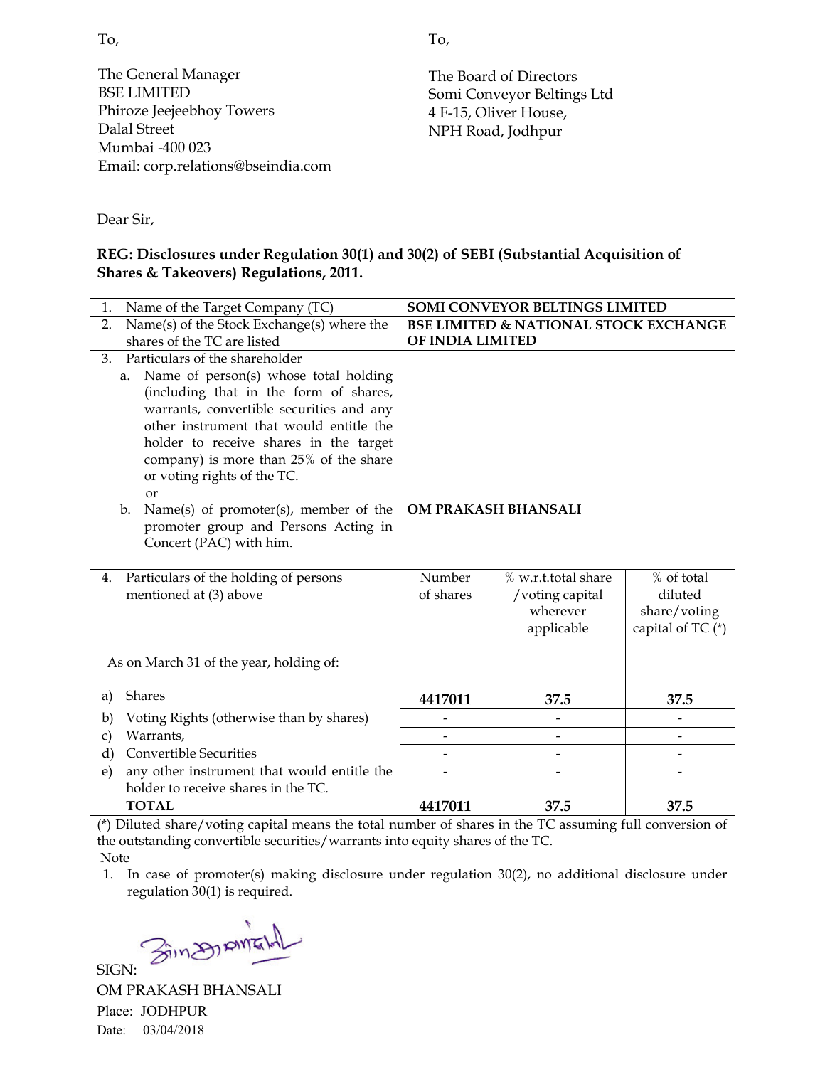To,

The General Manager
BSE LIMITED
Phiroze Jeejeebhoy Towers
Dalal Street
Mumbai -400 023
Email: corp.relations@bseindia.com

To,

The Board of Directors
Somi Conveyor Beltings Ltd
4 F-15, Oliver House,
NPH Road, Jodhpur

Dear Sir,

**REG: Disclosures under Regulation 30(1) and 30(2) of SEBI (Substantial Acquisition of Shares & Takeovers) Regulations, 2011.**

| | | | |
|---|---|---|---|
| 1. Name of the Target Company (TC) | **SOMI CONVEYOR BELTINGS LIMITED** | | |
| 2. Name(s) of the Stock Exchange(s) where the shares of the TC are listed | **BSE LIMITED & NATIONAL STOCK EXCHANGE OF INDIA LIMITED** | | |
| 3. Particulars of the shareholder<br>a. Name of person(s) whose total holding (including that in the form of shares, warrants, convertible securities and any other instrument that would entitle the holder to receive shares in the target company) is more than 25% of the share or voting rights of the TC.<br>or<br>b. Name(s) of promoter(s), member of the promoter group and Persons Acting in Concert (PAC) with him. | **OM PRAKASH BHANSALI** | | |
| 4. Particulars of the holding of persons mentioned at (3) above | Number of shares | % w.r.t.total share /voting capital wherever applicable | % of total diluted share/voting capital of TC (*) |
| As on March 31 of the year, holding of: | | | |
| a) Shares | **4417011** | **37.5** | **37.5** |
| b) Voting Rights (otherwise than by shares) | - | - | - |
| c) Warrants, | - | - | - |
| d) Convertible Securities | - | - | - |
| e) any other instrument that would entitle the holder to receive shares in the TC. | - | - | - |
| **TOTAL** | **4417011** | **37.5** | **37.5** |

(*) Diluted share/voting capital means the total number of shares in the TC assuming full conversion of the outstanding convertible securities/warrants into equity shares of the TC.

Note

1. In case of promoter(s) making disclosure under regulation 30(2), no additional disclosure under regulation 30(1) is required.

SIGN:

OM PRAKASH BHANSALI

Place: JODHPUR

Date: 03/04/2018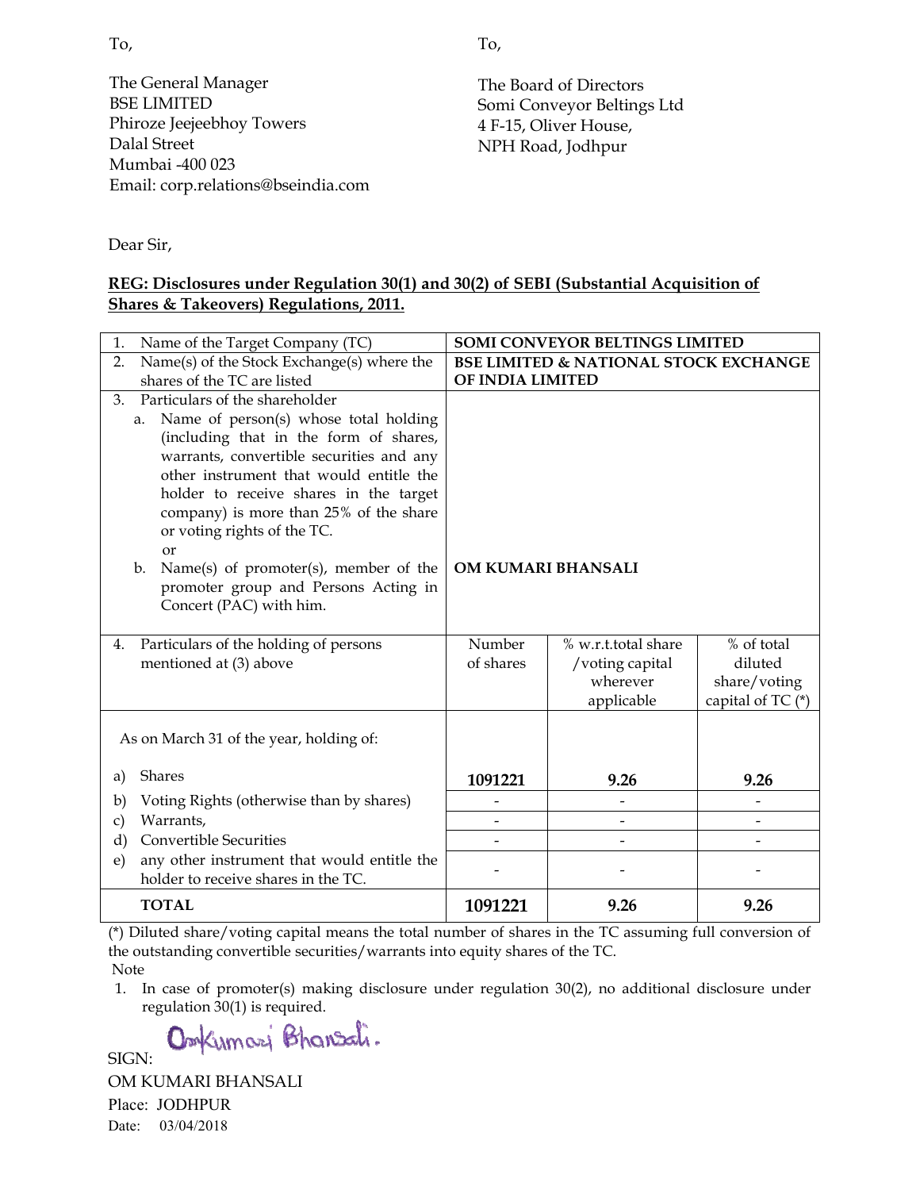To,

The General Manager
BSE LIMITED
Phiroze Jeejeebhoy Towers
Dalal Street
Mumbai -400 023
Email: corp.relations@bseindia.com

To,

The Board of Directors
Somi Conveyor Beltings Ltd
4 F-15, Oliver House,
NPH Road, Jodhpur

Dear Sir,

**REG: Disclosures under Regulation 30(1) and 30(2) of SEBI (Substantial Acquisition of Shares & Takeovers) Regulations, 2011.**

| | | | |
|---|---|---|---|
| 1. Name of the Target Company (TC) | **SOMI CONVEYOR BELTINGS LIMITED** | | |
| 2. Name(s) of the Stock Exchange(s) where the shares of the TC are listed | **BSE LIMITED & NATIONAL STOCK EXCHANGE OF INDIA LIMITED** | | |
| 3. Particulars of the shareholder<br>a. Name of person(s) whose total holding (including that in the form of shares, warrants, convertible securities and any other instrument that would entitle the holder to receive shares in the target company) is more than 25% of the share or voting rights of the TC.<br>or<br>b. Name(s) of promoter(s), member of the promoter group and Persons Acting in Concert (PAC) with him. | **OM KUMARI BHANSALI** | | |
| 4. Particulars of the holding of persons mentioned at (3) above | Number of shares | % w.r.t.total share /voting capital wherever applicable | % of total diluted share/voting capital of TC (*) |
| As on March 31 of the year, holding of: | | | |
| a) Shares | **1091221** | **9.26** | **9.26** |
| b) Voting Rights (otherwise than by shares) | - | - | - |
| c) Warrants, | - | - | - |
| d) Convertible Securities | - | - | - |
| e) any other instrument that would entitle the holder to receive shares in the TC. | - | - | - |
| **TOTAL** | **1091221** | **9.26** | **9.26** |

(*) Diluted share/voting capital means the total number of shares in the TC assuming full conversion of the outstanding convertible securities/warrants into equity shares of the TC.

Note

1. In case of promoter(s) making disclosure under regulation 30(2), no additional disclosure under regulation 30(1) is required.

SIGN: Omkumari Bhansali.

OM KUMARI BHANSALI

Place: JODHPUR

Date: 03/04/2018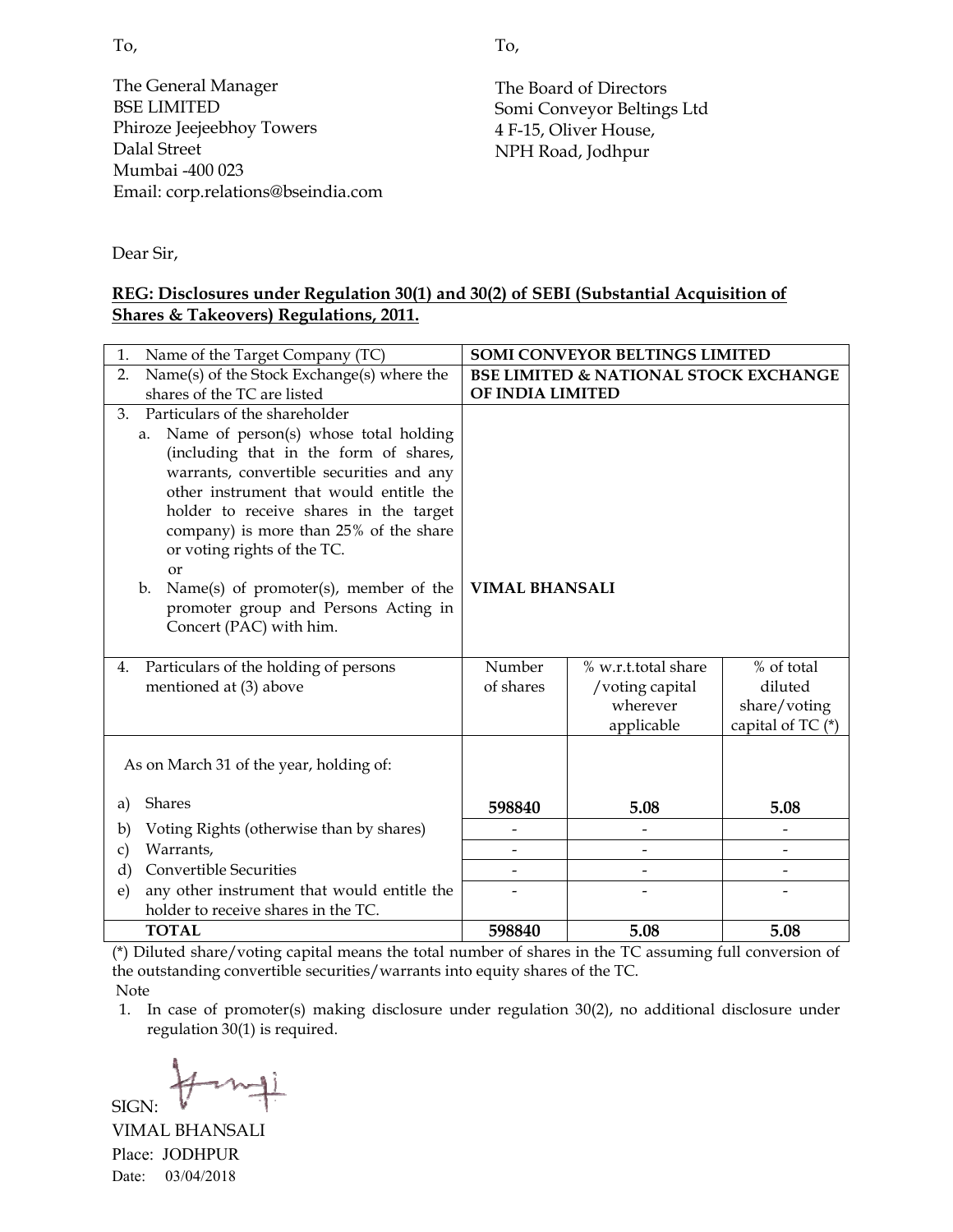To,

The General Manager
BSE LIMITED
Phiroze Jeejeebhoy Towers
Dalal Street
Mumbai -400 023
Email: corp.relations@bseindia.com

To,

The Board of Directors
Somi Conveyor Beltings Ltd
4 F-15, Oliver House,
NPH Road, Jodhpur

Dear Sir,

**REG: Disclosures under Regulation 30(1) and 30(2) of SEBI (Substantial Acquisition of Shares & Takeovers) Regulations, 2011.**

| | | | |
|---|---|---|---|
| 1. Name of the Target Company (TC) | **SOMI CONVEYOR BELTINGS LIMITED** | | |
| 2. Name(s) of the Stock Exchange(s) where the shares of the TC are listed | **BSE LIMITED & NATIONAL STOCK EXCHANGE OF INDIA LIMITED** | | |
| 3. Particulars of the shareholder<br>a. Name of person(s) whose total holding (including that in the form of shares, warrants, convertible securities and any other instrument that would entitle the holder to receive shares in the target company) is more than 25% of the share or voting rights of the TC.<br>or<br>b. Name(s) of promoter(s), member of the promoter group and Persons Acting in Concert (PAC) with him. | **VIMAL BHANSALI** | | |
| 4. Particulars of the holding of persons mentioned at (3) above | Number of shares | % w.r.t.total share /voting capital wherever applicable | % of total diluted share/voting capital of TC (*) |
| As on March 31 of the year, holding of: | | | |
| a) Shares | **598840** | **5.08** | **5.08** |
| b) Voting Rights (otherwise than by shares) | - | - | - |
| c) Warrants, | - | - | - |
| d) Convertible Securities | - | - | - |
| e) any other instrument that would entitle the holder to receive shares in the TC. | - | - | - |
| **TOTAL** | **598840** | **5.08** | **5.08** |

(*) Diluted share/voting capital means the total number of shares in the TC assuming full conversion of the outstanding convertible securities/warrants into equity shares of the TC.

Note

1. In case of promoter(s) making disclosure under regulation 30(2), no additional disclosure under regulation 30(1) is required.

SIGN:

VIMAL BHANSALI
Place: JODHPUR
Date: 03/04/2018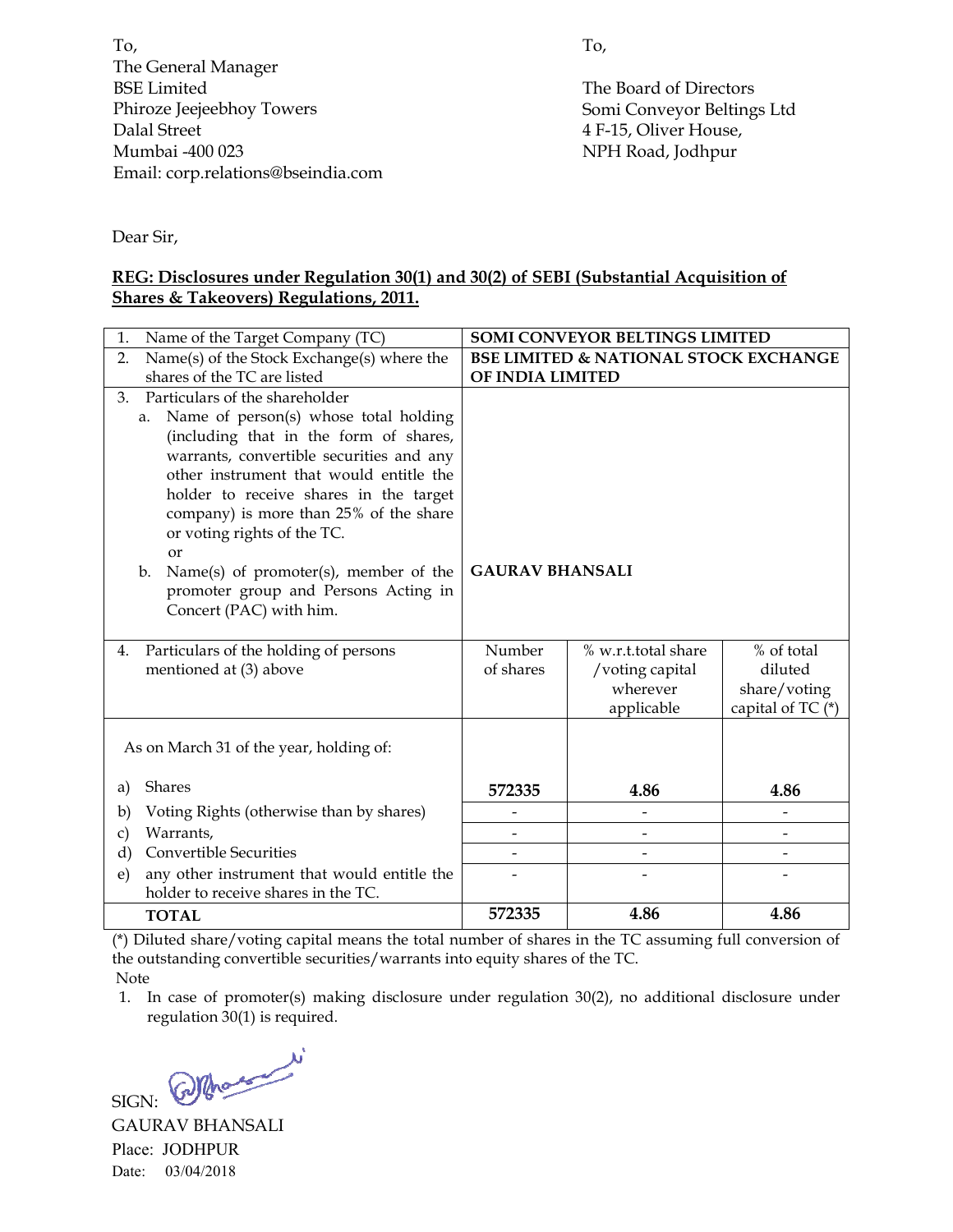To,
The General Manager
BSE Limited
Phiroze Jeejeebhoy Towers
Dalal Street
Mumbai -400 023
Email: corp.relations@bseindia.com

To,

The Board of Directors
Somi Conveyor Beltings Ltd
4 F-15, Oliver House,
NPH Road, Jodhpur

Dear Sir,

**REG: Disclosures under Regulation 30(1) and 30(2) of SEBI (Substantial Acquisition of Shares & Takeovers) Regulations, 2011.**

| | | | |
|---|---|---|---|
| 1. Name of the Target Company (TC) | **SOMI CONVEYOR BELTINGS LIMITED** | | |
| 2. Name(s) of the Stock Exchange(s) where the shares of the TC are listed | **BSE LIMITED & NATIONAL STOCK EXCHANGE OF INDIA LIMITED** | | |
| 3. Particulars of the shareholder<br>a. Name of person(s) whose total holding (including that in the form of shares, warrants, convertible securities and any other instrument that would entitle the holder to receive shares in the target company) is more than 25% of the share or voting rights of the TC.<br>or<br>b. Name(s) of promoter(s), member of the promoter group and Persons Acting in Concert (PAC) with him. | **GAURAV BHANSALI** | | |
| 4. Particulars of the holding of persons mentioned at (3) above | Number of shares | % w.r.t.total share /voting capital wherever applicable | % of total diluted share/voting capital of TC (*) |
| As on March 31 of the year, holding of: | | | |
| a) Shares | **572335** | **4.86** | **4.86** |
| b) Voting Rights (otherwise than by shares) | - | - | - |
| c) Warrants, | - | - | - |
| d) Convertible Securities | - | - | - |
| e) any other instrument that would entitle the holder to receive shares in the TC. | - | - | - |
| **TOTAL** | **572335** | **4.86** | **4.86** |

(*) Diluted share/voting capital means the total number of shares in the TC assuming full conversion of the outstanding convertible securities/warrants into equity shares of the TC.

Note

1. In case of promoter(s) making disclosure under regulation 30(2), no additional disclosure under regulation 30(1) is required.

SIGN:

GAURAV BHANSALI

Place: JODHPUR

Date: 03/04/2018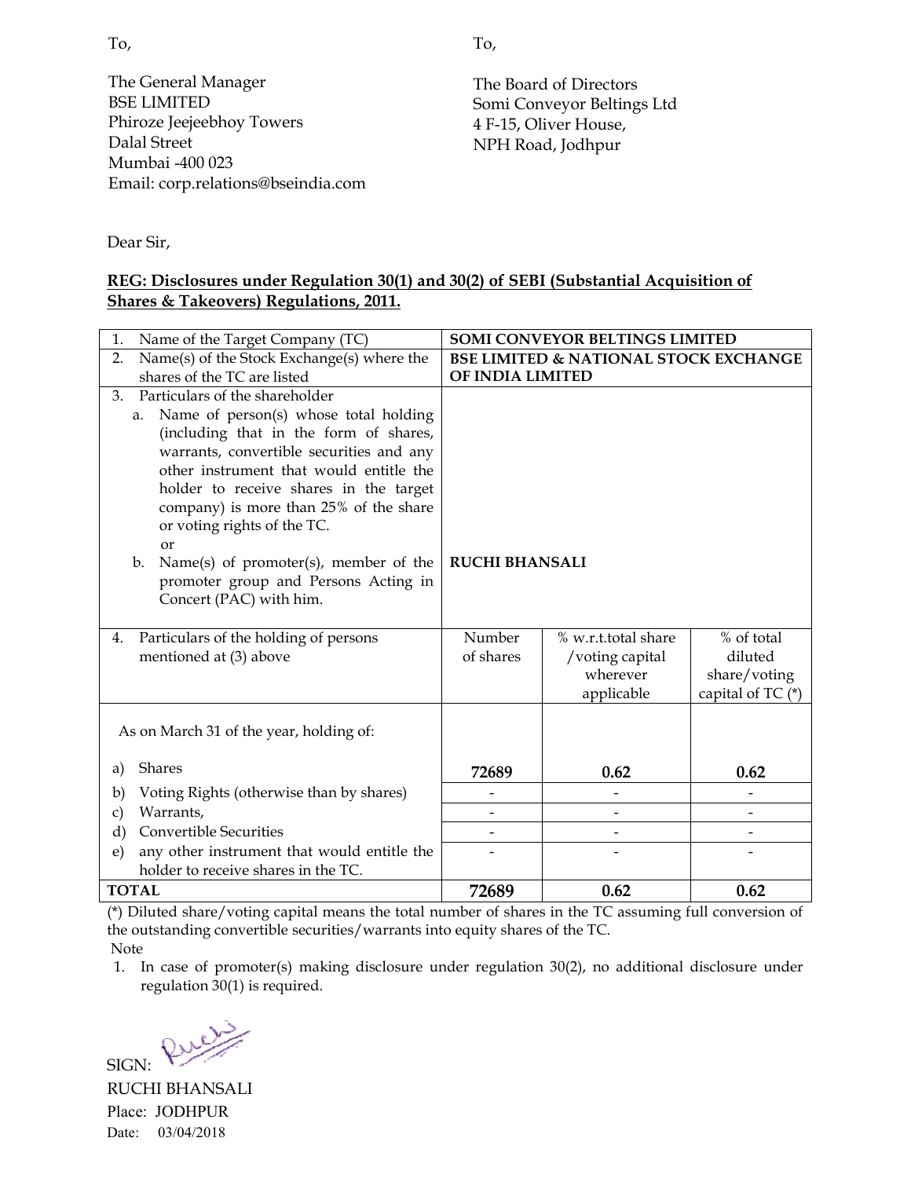To,

The General Manager
BSE LIMITED
Phiroze Jeejeebhoy Towers
Dalal Street
Mumbai -400 023
Email: corp.relations@bseindia.com

To,

The Board of Directors
Somi Conveyor Beltings Ltd
4 F-15, Oliver House,
NPH Road, Jodhpur

Dear Sir,

**REG: Disclosures under Regulation 30(1) and 30(2) of SEBI (Substantial Acquisition of Shares & Takeovers) Regulations, 2011.**

| | | | |
|---|---|---|---|
| 1. Name of the Target Company (TC) | **SOMI CONVEYOR BELTINGS LIMITED** | | |
| 2. Name(s) of the Stock Exchange(s) where the shares of the TC are listed | **BSE LIMITED & NATIONAL STOCK EXCHANGE OF INDIA LIMITED** | | |
| 3. Particulars of the shareholder<br>a. Name of person(s) whose total holding (including that in the form of shares, warrants, convertible securities and any other instrument that would entitle the holder to receive shares in the target company) is more than 25% of the share or voting rights of the TC.<br>or<br>b. Name(s) of promoter(s), member of the promoter group and Persons Acting in Concert (PAC) with him. | **RUCHI BHANSALI** | | |
| 4. Particulars of the holding of persons mentioned at (3) above | Number of shares | % w.r.t.total share /voting capital wherever applicable | % of total diluted share/voting capital of TC (*) |
| As on March 31 of the year, holding of: | | | |
| a) Shares | 72689 | 0.62 | 0.62 |
| b) Voting Rights (otherwise than by shares) | - | - | - |
| c) Warrants, | - | - | - |
| d) Convertible Securities | - | - | - |
| e) any other instrument that would entitle the holder to receive shares in the TC. | - | - | - |
| **TOTAL** | **72689** | **0.62** | **0.62** |

(*) Diluted share/voting capital means the total number of shares in the TC assuming full conversion of the outstanding convertible securities/warrants into equity shares of the TC.

Note

1. In case of promoter(s) making disclosure under regulation 30(2), no additional disclosure under regulation 30(1) is required.

SIGN:

RUCHI BHANSALI
Place: JODHPUR
Date: 03/04/2018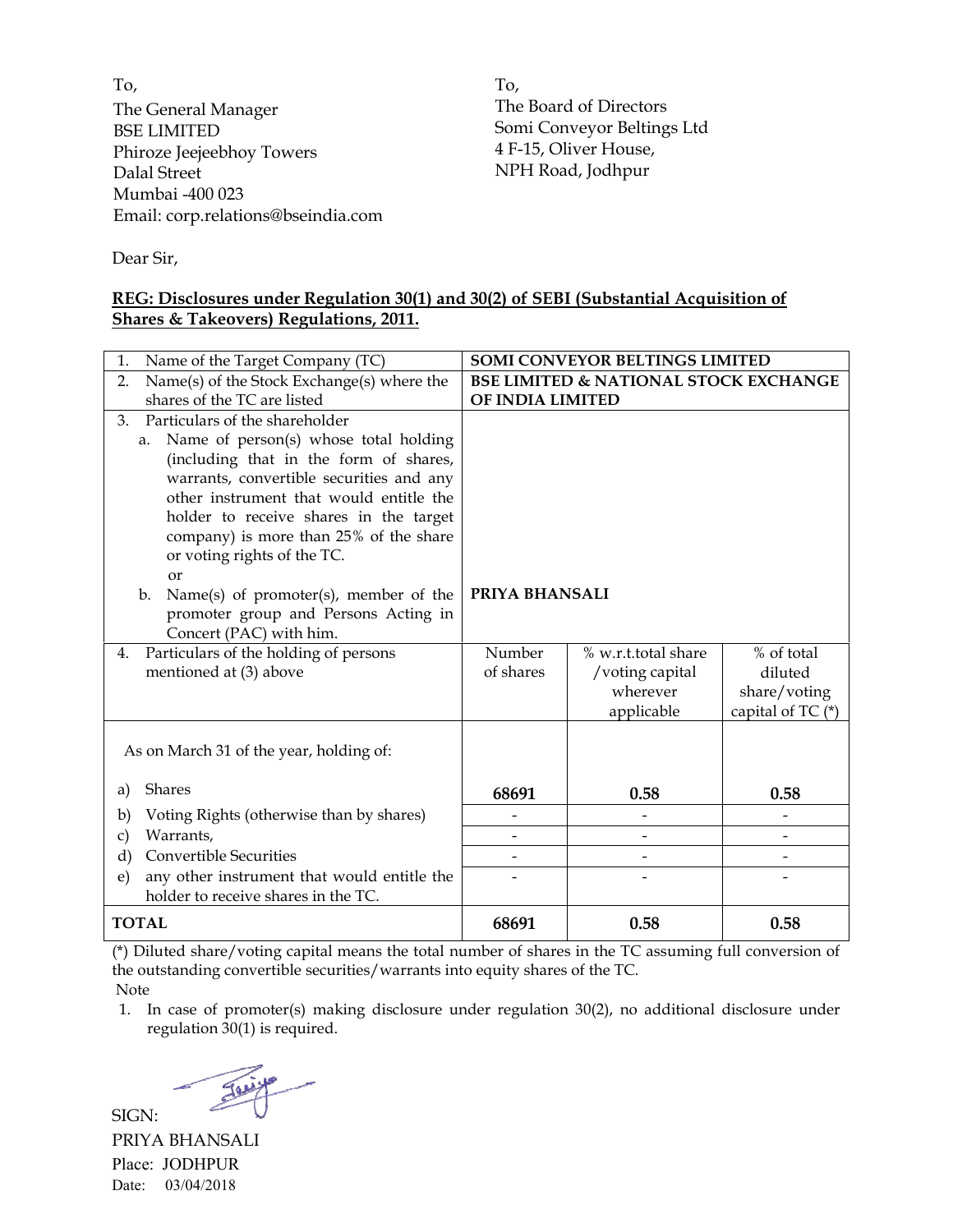To,
The General Manager
BSE LIMITED
Phiroze Jeejeebhoy Towers
Dalal Street
Mumbai -400 023
Email: corp.relations@bseindia.com

To,
The Board of Directors
Somi Conveyor Beltings Ltd
4 F-15, Oliver House,
NPH Road, Jodhpur

Dear Sir,

**REG: Disclosures under Regulation 30(1) and 30(2) of SEBI (Substantial Acquisition of Shares & Takeovers) Regulations, 2011.**

| | | | |
|---|---|---|---|
| 1. Name of the Target Company (TC) | **SOMI CONVEYOR BELTINGS LIMITED** | | |
| 2. Name(s) of the Stock Exchange(s) where the shares of the TC are listed | **BSE LIMITED & NATIONAL STOCK EXCHANGE OF INDIA LIMITED** | | |
| 3. Particulars of the shareholder<br>a. Name of person(s) whose total holding (including that in the form of shares, warrants, convertible securities and any other instrument that would entitle the holder to receive shares in the target company) is more than 25% of the share or voting rights of the TC.<br>or<br>b. Name(s) of promoter(s), member of the promoter group and Persons Acting in Concert (PAC) with him. | **PRIYA BHANSALI** | | |
| 4. Particulars of the holding of persons mentioned at (3) above | Number of shares | % w.r.t.total share /voting capital wherever applicable | % of total diluted share/voting capital of TC (*) |
| As on March 31 of the year, holding of: | | | |
| a) Shares | **68691** | **0.58** | **0.58** |
| b) Voting Rights (otherwise than by shares) | - | - | - |
| c) Warrants, | - | - | - |
| d) Convertible Securities | - | - | - |
| e) any other instrument that would entitle the holder to receive shares in the TC. | - | - | - |
| **TOTAL** | **68691** | **0.58** | **0.58** |

(*) Diluted share/voting capital means the total number of shares in the TC assuming full conversion of the outstanding convertible securities/warrants into equity shares of the TC.

Note

1. In case of promoter(s) making disclosure under regulation 30(2), no additional disclosure under regulation 30(1) is required.

SIGN:

PRIYA BHANSALI
Place: JODHPUR
Date: 03/04/2018